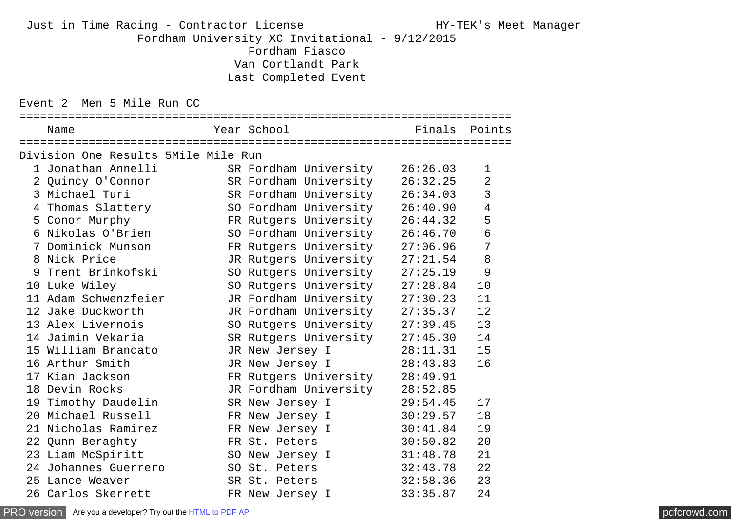Just in Time Racing - Contractor License HY-TEK's Meet Manager

Fordham University XC Invitational - 9/12/2015

Fordham Fiasco

Van Cortlandt Park

Last Completed Event

## Event 2 Men 5 Mile Run CC

**Division One Results 5Mile Mile Run**

| | Name | Year | School | Finals | Points |
|---|---|---|---|---|---|
| 1 | Jonathan Annelli | SR | Fordham University | 26:26.03 | 1 |
| 2 | Quincy O'Connor | SR | Fordham University | 26:32.25 | 2 |
| 3 | Michael Turi | SR | Fordham University | 26:34.03 | 3 |
| 4 | Thomas Slattery | SO | Fordham University | 26:40.90 | 4 |
| 5 | Conor Murphy | FR | Rutgers University | 26:44.32 | 5 |
| 6 | Nikolas O'Brien | SO | Fordham University | 26:46.70 | 6 |
| 7 | Dominick Munson | FR | Rutgers University | 27:06.96 | 7 |
| 8 | Nick Price | JR | Rutgers University | 27:21.54 | 8 |
| 9 | Trent Brinkofski | SO | Rutgers University | 27:25.19 | 9 |
| 10 | Luke Wiley | SO | Rutgers University | 27:28.84 | 10 |
| 11 | Adam Schwenzfeier | JR | Fordham University | 27:30.23 | 11 |
| 12 | Jake Duckworth | JR | Fordham University | 27:35.37 | 12 |
| 13 | Alex Livernois | SO | Rutgers University | 27:39.45 | 13 |
| 14 | Jaimin Vekaria | SR | Rutgers University | 27:45.30 | 14 |
| 15 | William Brancato | JR | New Jersey I | 28:11.31 | 15 |
| 16 | Arthur Smith | JR | New Jersey I | 28:43.83 | 16 |
| 17 | Kian Jackson | FR | Rutgers University | 28:49.91 | |
| 18 | Devin Rocks | JR | Fordham University | 28:52.85 | |
| 19 | Timothy Daudelin | SR | New Jersey I | 29:54.45 | 17 |
| 20 | Michael Russell | FR | New Jersey I | 30:29.57 | 18 |
| 21 | Nicholas Ramirez | FR | New Jersey I | 30:41.84 | 19 |
| 22 | Qunn Beraghty | FR | St. Peters | 30:50.82 | 20 |
| 23 | Liam McSpiritt | SO | New Jersey I | 31:48.78 | 21 |
| 24 | Johannes Guerrero | SO | St. Peters | 32:43.78 | 22 |
| 25 | Lance Weaver | SR | St. Peters | 32:58.36 | 23 |
| 26 | Carlos Skerrett | FR | New Jersey I | 33:35.87 | 24 |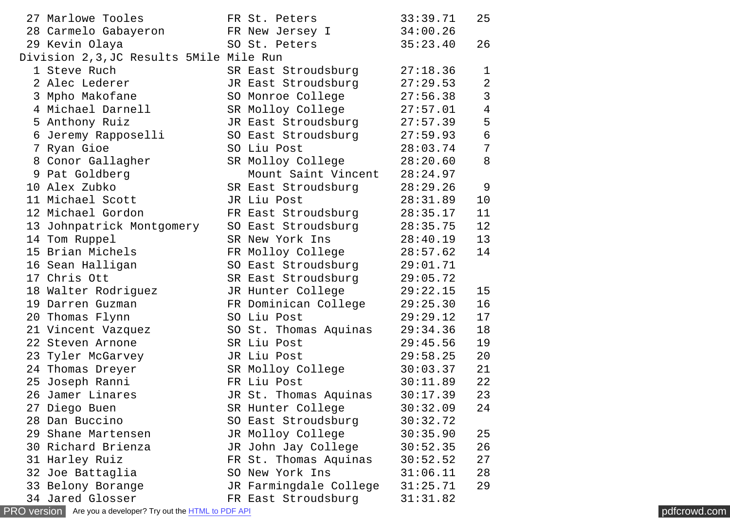```
 27 Marlowe Tooles            FR St. Peters            33:39.71   25
 28 Carmelo Gabayeron         FR New Jersey I          34:00.26
 29 Kevin Olaya               SO St. Peters            35:23.40   26
Division 2,3,JC Results 5Mile Mile Run
  1 Steve Ruch                SR East Stroudsburg      27:18.36    1
  2 Alec Lederer              JR East Stroudsburg      27:29.53    2
  3 Mpho Makofane             SO Monroe College        27:56.38    3
  4 Michael Darnell           SR Molloy College        27:57.01    4
  5 Anthony Ruiz              JR East Stroudsburg      27:57.39    5
  6 Jeremy Rapposelli         SO East Stroudsburg      27:59.93    6
  7 Ryan Gioe                 SO Liu Post              28:03.74    7
  8 Conor Gallagher           SR Molloy College        28:20.60    8
  9 Pat Goldberg                 Mount Saint Vincent   28:24.97
 10 Alex Zubko                SR East Stroudsburg      28:29.26    9
 11 Michael Scott             JR Liu Post              28:31.89   10
 12 Michael Gordon            FR East Stroudsburg      28:35.17   11
 13 Johnpatrick Montgomery    SO East Stroudsburg      28:35.75   12
 14 Tom Ruppel                SR New York Ins          28:40.19   13
 15 Brian Michels             FR Molloy College        28:57.62   14
 16 Sean Halligan             SO East Stroudsburg      29:01.71
 17 Chris Ott                 SR East Stroudsburg      29:05.72
 18 Walter Rodriguez          JR Hunter College        29:22.15   15
 19 Darren Guzman             FR Dominican College     29:25.30   16
 20 Thomas Flynn              SO Liu Post              29:29.12   17
 21 Vincent Vazquez           SO St. Thomas Aquinas    29:34.36   18
 22 Steven Arnone             SR Liu Post              29:45.56   19
 23 Tyler McGarvey            JR Liu Post              29:58.25   20
 24 Thomas Dreyer             SR Molloy College        30:03.37   21
 25 Joseph Ranni              FR Liu Post              30:11.89   22
 26 Jamer Linares             JR St. Thomas Aquinas    30:17.39   23
 27 Diego Buen                SR Hunter College        30:32.09   24
 28 Dan Buccino               SO East Stroudsburg      30:32.72
 29 Shane Martensen           JR Molloy College        30:35.90   25
 30 Richard Brienza           JR John Jay College      30:52.35   26
 31 Harley Ruiz               FR St. Thomas Aquinas    30:52.52   27
 32 Joe Battaglia             SO New York Ins          31:06.11   28
 33 Belony Borange            JR Farmingdale College   31:25.71   29
 34 Jared Glosser             FR East Stroudsburg      31:31.82
```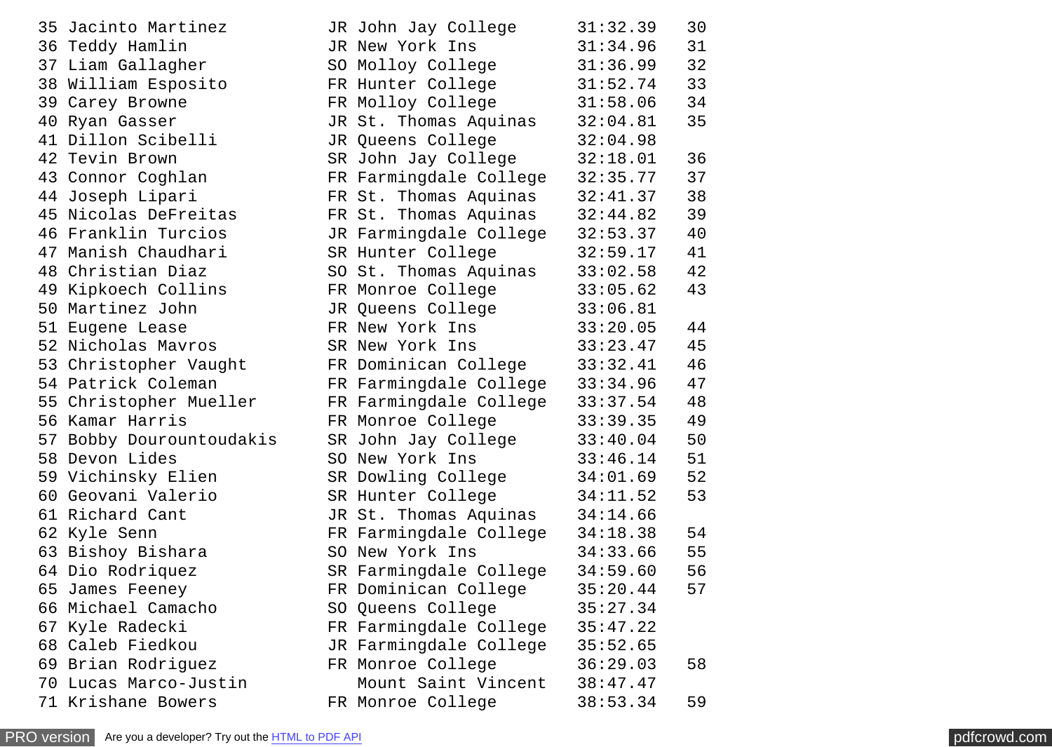```
35 Jacinto Martinez          JR John Jay College       31:32.39   30
36 Teddy Hamlin              JR New York Ins           31:34.96   31
37 Liam Gallagher            SO Molloy College         31:36.99   32
38 William Esposito          FR Hunter College         31:52.74   33
39 Carey Browne              FR Molloy College         31:58.06   34
40 Ryan Gasser               JR St. Thomas Aquinas     32:04.81   35
41 Dillon Scibelli           JR Queens College         32:04.98
42 Tevin Brown               SR John Jay College       32:18.01   36
43 Connor Coghlan            FR Farmingdale College    32:35.77   37
44 Joseph Lipari             FR St. Thomas Aquinas     32:41.37   38
45 Nicolas DeFreitas         FR St. Thomas Aquinas     32:44.82   39
46 Franklin Turcios          JR Farmingdale College    32:53.37   40
47 Manish Chaudhari          SR Hunter College         32:59.17   41
48 Christian Diaz            SO St. Thomas Aquinas     33:02.58   42
49 Kipkoech Collins          FR Monroe College         33:05.62   43
50 Martinez John             JR Queens College         33:06.81
51 Eugene Lease              FR New York Ins           33:20.05   44
52 Nicholas Mavros           SR New York Ins           33:23.47   45
53 Christopher Vaught        FR Dominican College      33:32.41   46
54 Patrick Coleman           FR Farmingdale College    33:34.96   47
55 Christopher Mueller       FR Farmingdale College    33:37.54   48
56 Kamar Harris              FR Monroe College         33:39.35   49
57 Bobby Dourountoudakis     SR John Jay College       33:40.04   50
58 Devon Lides               SO New York Ins           33:46.14   51
59 Vichinsky Elien           SR Dowling College        34:01.69   52
60 Geovani Valerio           SR Hunter College         34:11.52   53
61 Richard Cant              JR St. Thomas Aquinas     34:14.66
62 Kyle Senn                 FR Farmingdale College    34:18.38   54
63 Bishoy Bishara            SO New York Ins           34:33.66   55
64 Dio Rodriquez             SR Farmingdale College    34:59.60   56
65 James Feeney              FR Dominican College      35:20.44   57
66 Michael Camacho           SO Queens College         35:27.34
67 Kyle Radecki              FR Farmingdale College    35:47.22
68 Caleb Fiedkou             JR Farmingdale College    35:52.65
69 Brian Rodriguez           FR Monroe College         36:29.03   58
70 Lucas Marco-Justin           Mount Saint Vincent    38:47.47
71 Krishane Bowers           FR Monroe College         38:53.34   59
```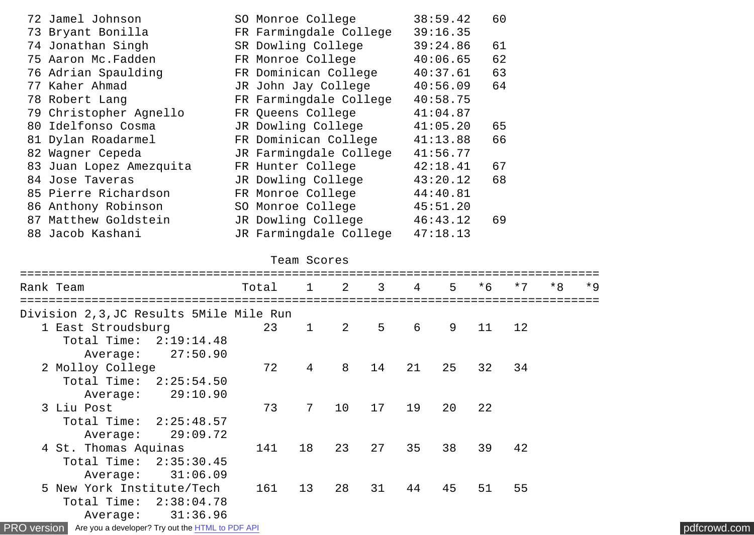| Place | Name | Year | School | Time | Points |
|---|---|---|---|---|---|
| 72 | Jamel Johnson | SO | Monroe College | 38:59.42 | 60 |
| 73 | Bryant Bonilla | FR | Farmingdale College | 39:16.35 | |
| 74 | Jonathan Singh | SR | Dowling College | 39:24.86 | 61 |
| 75 | Aaron Mc.Fadden | FR | Monroe College | 40:06.65 | 62 |
| 76 | Adrian Spaulding | FR | Dominican College | 40:37.61 | 63 |
| 77 | Kaher Ahmad | JR | John Jay College | 40:56.09 | 64 |
| 78 | Robert Lang | FR | Farmingdale College | 40:58.75 | |
| 79 | Christopher Agnello | FR | Queens College | 41:04.87 | |
| 80 | Idelfonso Cosma | JR | Dowling College | 41:05.20 | 65 |
| 81 | Dylan Roadarmel | FR | Dominican College | 41:13.88 | 66 |
| 82 | Wagner Cepeda | JR | Farmingdale College | 41:56.77 | |
| 83 | Juan Lopez Amezquita | FR | Hunter College | 42:18.41 | 67 |
| 84 | Jose Taveras | JR | Dowling College | 43:20.12 | 68 |
| 85 | Pierre Richardson | FR | Monroe College | 44:40.81 | |
| 86 | Anthony Robinson | SO | Monroe College | 45:51.20 | |
| 87 | Matthew Goldstein | JR | Dowling College | 46:43.12 | 69 |
| 88 | Jacob Kashani | JR | Farmingdale College | 47:18.13 | |

## Team Scores

Division 2,3,JC Results 5Mile Mile Run

| Rank | Team | Total | 1 | 2 | 3 | 4 | 5 | *6 | *7 | *8 | *9 |
|---|---|---|---|---|---|---|---|---|---|---|---|
| 1 | East Stroudsburg | 23 | 1 | 2 | 5 | 6 | 9 | 11 | 12 | | |
| | Total Time: 2:19:14.48 | | | | | | | | | | |
| | Average: 27:50.90 | | | | | | | | | | |
| 2 | Molloy College | 72 | 4 | 8 | 14 | 21 | 25 | 32 | 34 | | |
| | Total Time: 2:25:54.50 | | | | | | | | | | |
| | Average: 29:10.90 | | | | | | | | | | |
| 3 | Liu Post | 73 | 7 | 10 | 17 | 19 | 20 | 22 | | | |
| | Total Time: 2:25:48.57 | | | | | | | | | | |
| | Average: 29:09.72 | | | | | | | | | | |
| 4 | St. Thomas Aquinas | 141 | 18 | 23 | 27 | 35 | 38 | 39 | 42 | | |
| | Total Time: 2:35:30.45 | | | | | | | | | | |
| | Average: 31:06.09 | | | | | | | | | | |
| 5 | New York Institute/Tech | 161 | 13 | 28 | 31 | 44 | 45 | 51 | 55 | | |
| | Total Time: 2:38:04.78 | | | | | | | | | | |
| | Average: 31:36.96 | | | | | | | | | | |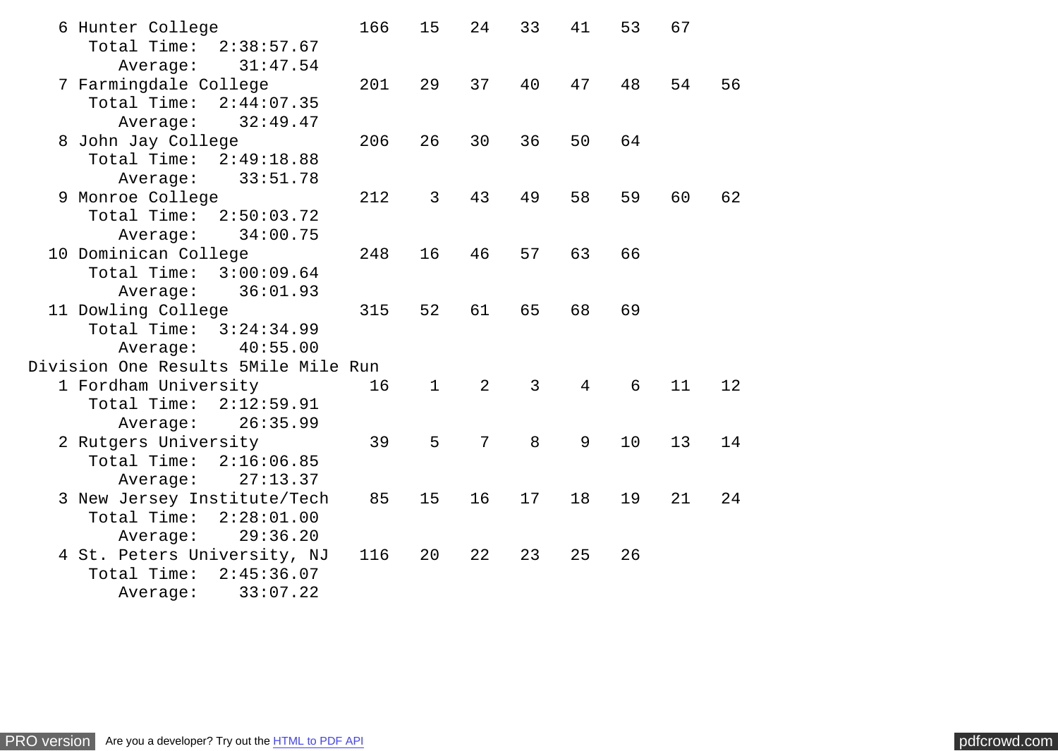```
   6 Hunter College              166   15   24   33   41   53   67
        Total Time:  2:38:57.67
           Average:    31:47.54
   7 Farmingdale College         201   29   37   40   47   48   54   56
        Total Time:  2:44:07.35
           Average:    32:49.47
   8 John Jay College            206   26   30   36   50   64
        Total Time:  2:49:18.88
           Average:    33:51.78
   9 Monroe College              212    3   43   49   58   59   60   62
        Total Time:  2:50:03.72
           Average:    34:00.75
  10 Dominican College           248   16   46   57   63   66
        Total Time:  3:00:09.64
           Average:    36:01.93
  11 Dowling College             315   52   61   65   68   69
        Total Time:  3:24:34.99
           Average:    40:55.00
Division One Results 5Mile Mile Run
   1 Fordham University           16    1    2    3    4    6   11   12
        Total Time:  2:12:59.91
           Average:    26:35.99
   2 Rutgers University           39    5    7    8    9   10   13   14
        Total Time:  2:16:06.85
           Average:    27:13.37
   3 New Jersey Institute/Tech    85   15   16   17   18   19   21   24
        Total Time:  2:28:01.00
           Average:    29:36.20
   4 St. Peters University, NJ   116   20   22   23   25   26
        Total Time:  2:45:36.07
           Average:    33:07.22
```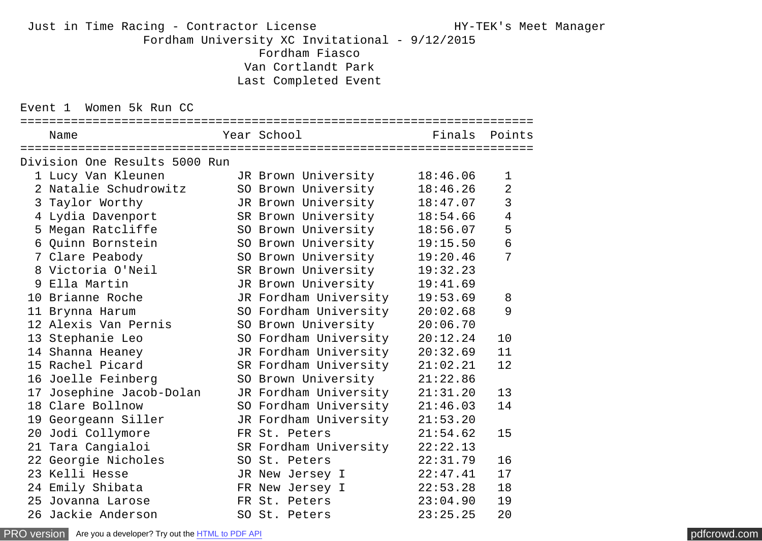Just in Time Racing - Contractor License — HY-TEK's Meet Manager

Fordham University XC Invitational - 9/12/2015

Fordham Fiasco

Van Cortlandt Park

Last Completed Event

## Event 1 Women 5k Run CC

**Division One Results 5000 Run**

| | Name | Year | School | Finals | Points |
|---|---|---|---|---|---|
| 1 | Lucy Van Kleunen | JR | Brown University | 18:46.06 | 1 |
| 2 | Natalie Schudrowitz | SO | Brown University | 18:46.26 | 2 |
| 3 | Taylor Worthy | JR | Brown University | 18:47.07 | 3 |
| 4 | Lydia Davenport | SR | Brown University | 18:54.66 | 4 |
| 5 | Megan Ratcliffe | SO | Brown University | 18:56.07 | 5 |
| 6 | Quinn Bornstein | SO | Brown University | 19:15.50 | 6 |
| 7 | Clare Peabody | SO | Brown University | 19:20.46 | 7 |
| 8 | Victoria O'Neil | SR | Brown University | 19:32.23 | |
| 9 | Ella Martin | JR | Brown University | 19:41.69 | |
| 10 | Brianne Roche | JR | Fordham University | 19:53.69 | 8 |
| 11 | Brynna Harum | SO | Fordham University | 20:02.68 | 9 |
| 12 | Alexis Van Pernis | SO | Brown University | 20:06.70 | |
| 13 | Stephanie Leo | SO | Fordham University | 20:12.24 | 10 |
| 14 | Shanna Heaney | JR | Fordham University | 20:32.69 | 11 |
| 15 | Rachel Picard | SR | Fordham University | 21:02.21 | 12 |
| 16 | Joelle Feinberg | SO | Brown University | 21:22.86 | |
| 17 | Josephine Jacob-Dolan | JR | Fordham University | 21:31.20 | 13 |
| 18 | Clare Bollnow | SO | Fordham University | 21:46.03 | 14 |
| 19 | Georgeann Siller | JR | Fordham University | 21:53.20 | |
| 20 | Jodi Collymore | FR | St. Peters | 21:54.62 | 15 |
| 21 | Tara Cangialoi | SR | Fordham University | 22:22.13 | |
| 22 | Georgie Nicholes | SO | St. Peters | 22:31.79 | 16 |
| 23 | Kelli Hesse | JR | New Jersey I | 22:47.41 | 17 |
| 24 | Emily Shibata | FR | New Jersey I | 22:53.28 | 18 |
| 25 | Jovanna Larose | FR | St. Peters | 23:04.90 | 19 |
| 26 | Jackie Anderson | SO | St. Peters | 23:25.25 | 20 |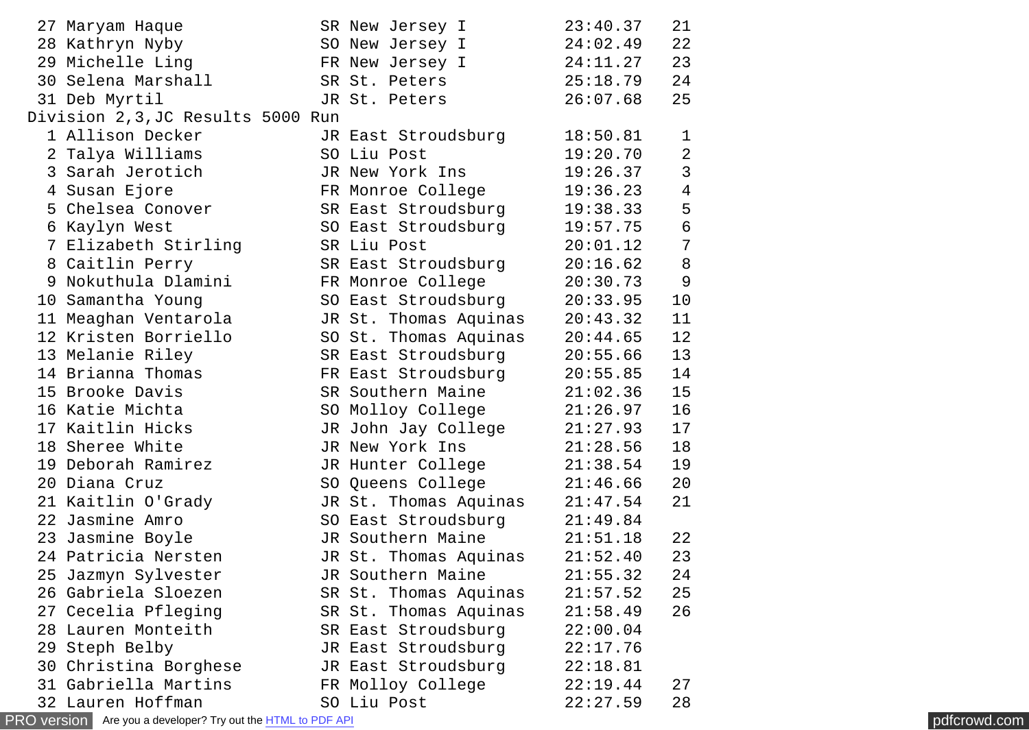```
 27 Maryam Haque            SR New Jersey I          23:40.37   21
 28 Kathryn Nyby            SO New Jersey I          24:02.49   22
 29 Michelle Ling           FR New Jersey I          24:11.27   23
 30 Selena Marshall         SR St. Peters            25:18.79   24
 31 Deb Myrtil              JR St. Peters            26:07.68   25
```

Division 2,3,JC Results 5000 Run

```
  1 Allison Decker          JR East Stroudsburg      18:50.81    1
  2 Talya Williams          SO Liu Post              19:20.70    2
  3 Sarah Jerotich          JR New York Ins          19:26.37    3
  4 Susan Ejore             FR Monroe College        19:36.23    4
  5 Chelsea Conover         SR East Stroudsburg      19:38.33    5
  6 Kaylyn West             SO East Stroudsburg      19:57.75    6
  7 Elizabeth Stirling      SR Liu Post              20:01.12    7
  8 Caitlin Perry           SR East Stroudsburg      20:16.62    8
  9 Nokuthula Dlamini       FR Monroe College        20:30.73    9
 10 Samantha Young          SO East Stroudsburg      20:33.95   10
 11 Meaghan Ventarola       JR St. Thomas Aquinas    20:43.32   11
 12 Kristen Borriello       SO St. Thomas Aquinas    20:44.65   12
 13 Melanie Riley           SR East Stroudsburg      20:55.66   13
 14 Brianna Thomas          FR East Stroudsburg      20:55.85   14
 15 Brooke Davis            SR Southern Maine        21:02.36   15
 16 Katie Michta            SO Molloy College        21:26.97   16
 17 Kaitlin Hicks           JR John Jay College      21:27.93   17
 18 Sheree White            JR New York Ins          21:28.56   18
 19 Deborah Ramirez         JR Hunter College        21:38.54   19
 20 Diana Cruz              SO Queens College        21:46.66   20
 21 Kaitlin O'Grady         JR St. Thomas Aquinas    21:47.54   21
 22 Jasmine Amro            SO East Stroudsburg      21:49.84
 23 Jasmine Boyle           JR Southern Maine        21:51.18   22
 24 Patricia Nersten        JR St. Thomas Aquinas    21:52.40   23
 25 Jazmyn Sylvester        JR Southern Maine        21:55.32   24
 26 Gabriela Sloezen        SR St. Thomas Aquinas    21:57.52   25
 27 Cecelia Pfleging        SR St. Thomas Aquinas    21:58.49   26
 28 Lauren Monteith         SR East Stroudsburg      22:00.04
 29 Steph Belby             JR East Stroudsburg      22:17.76
 30 Christina Borghese      JR East Stroudsburg      22:18.81
 31 Gabriella Martins       FR Molloy College        22:19.44   27
 32 Lauren Hoffman          SO Liu Post              22:27.59   28
```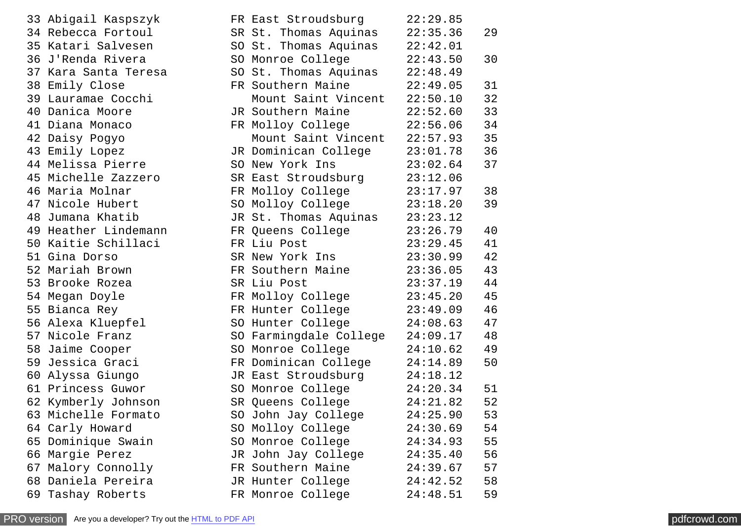```
33 Abigail Kaspszyk         FR East Stroudsburg      22:29.85
34 Rebecca Fortoul          SR St. Thomas Aquinas    22:35.36   29
35 Katari Salvesen          SO St. Thomas Aquinas    22:42.01
36 J'Renda Rivera           SO Monroe College        22:43.50   30
37 Kara Santa Teresa        SO St. Thomas Aquinas    22:48.49
38 Emily Close              FR Southern Maine        22:49.05   31
39 Lauramae Cocchi             Mount Saint Vincent   22:50.10   32
40 Danica Moore             JR Southern Maine        22:52.60   33
41 Diana Monaco             FR Molloy College        22:56.06   34
42 Daisy Pogyo                 Mount Saint Vincent   22:57.93   35
43 Emily Lopez              JR Dominican College     23:01.78   36
44 Melissa Pierre           SO New York Ins          23:02.64   37
45 Michelle Zazzero         SR East Stroudsburg      23:12.06
46 Maria Molnar             FR Molloy College        23:17.97   38
47 Nicole Hubert            SO Molloy College        23:18.20   39
48 Jumana Khatib            JR St. Thomas Aquinas    23:23.12
49 Heather Lindemann        FR Queens College        23:26.79   40
50 Kaitie Schillaci         FR Liu Post              23:29.45   41
51 Gina Dorso               SR New York Ins          23:30.99   42
52 Mariah Brown             FR Southern Maine        23:36.05   43
53 Brooke Rozea             SR Liu Post              23:37.19   44
54 Megan Doyle              FR Molloy College        23:45.20   45
55 Bianca Rey               FR Hunter College        23:49.09   46
56 Alexa Kluepfel           SO Hunter College        24:08.63   47
57 Nicole Franz             SO Farmingdale College   24:09.17   48
58 Jaime Cooper             SO Monroe College        24:10.62   49
59 Jessica Graci            FR Dominican College     24:14.89   50
60 Alyssa Giungo            JR East Stroudsburg      24:18.12
61 Princess Guwor           SO Monroe College        24:20.34   51
62 Kymberly Johnson         SR Queens College        24:21.82   52
63 Michelle Formato         SO John Jay College      24:25.90   53
64 Carly Howard             SO Molloy College        24:30.69   54
65 Dominique Swain          SO Monroe College        24:34.93   55
66 Margie Perez             JR John Jay College      24:35.40   56
67 Malory Connolly          FR Southern Maine        24:39.67   57
68 Daniela Pereira          JR Hunter College        24:42.52   58
69 Tashay Roberts           FR Monroe College        24:48.51   59
```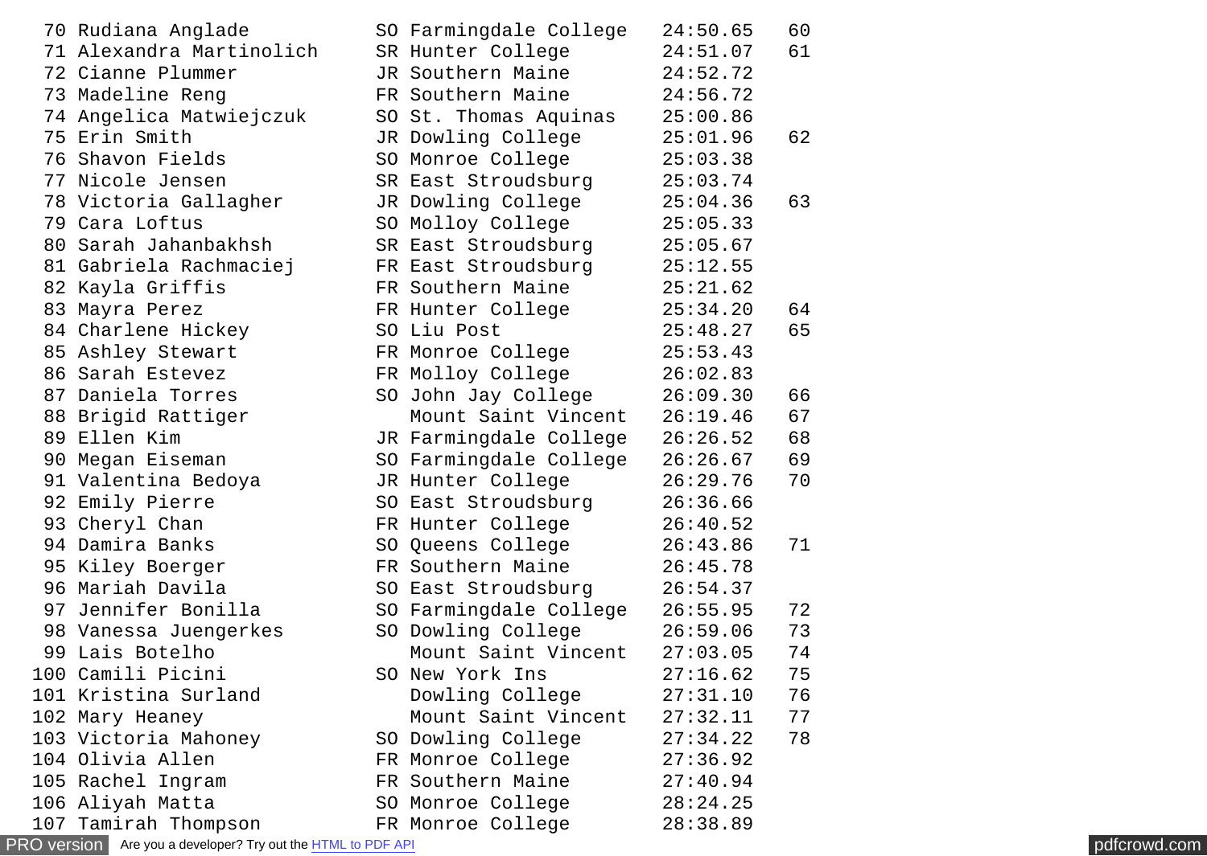```
 70 Rudiana Anglade          SO Farmingdale College   24:50.65   60
 71 Alexandra Martinolich    SR Hunter College        24:51.07   61
 72 Cianne Plummer           JR Southern Maine        24:52.72
 73 Madeline Reng            FR Southern Maine        24:56.72
 74 Angelica Matwiejczuk     SO St. Thomas Aquinas    25:00.86
 75 Erin Smith               JR Dowling College       25:01.96   62
 76 Shavon Fields            SO Monroe College        25:03.38
 77 Nicole Jensen            SR East Stroudsburg      25:03.74
 78 Victoria Gallagher       JR Dowling College       25:04.36   63
 79 Cara Loftus              SO Molloy College        25:05.33
 80 Sarah Jahanbakhsh        SR East Stroudsburg      25:05.67
 81 Gabriela Rachmaciej      FR East Stroudsburg      25:12.55
 82 Kayla Griffis            FR Southern Maine        25:21.62
 83 Mayra Perez              FR Hunter College        25:34.20   64
 84 Charlene Hickey          SO Liu Post              25:48.27   65
 85 Ashley Stewart           FR Monroe College        25:53.43
 86 Sarah Estevez            FR Molloy College        26:02.83
 87 Daniela Torres           SO John Jay College      26:09.30   66
 88 Brigid Rattiger             Mount Saint Vincent   26:19.46   67
 89 Ellen Kim                JR Farmingdale College   26:26.52   68
 90 Megan Eiseman            SO Farmingdale College   26:26.67   69
 91 Valentina Bedoya         JR Hunter College        26:29.76   70
 92 Emily Pierre             SO East Stroudsburg      26:36.66
 93 Cheryl Chan              FR Hunter College        26:40.52
 94 Damira Banks             SO Queens College        26:43.86   71
 95 Kiley Boerger            FR Southern Maine        26:45.78
 96 Mariah Davila            SO East Stroudsburg      26:54.37
 97 Jennifer Bonilla         SO Farmingdale College   26:55.95   72
 98 Vanessa Juengerkes       SO Dowling College       26:59.06   73
 99 Lais Botelho                Mount Saint Vincent   27:03.05   74
100 Camili Picini            SO New York Ins          27:16.62   75
101 Kristina Surland            Dowling College       27:31.10   76
102 Mary Heaney                 Mount Saint Vincent   27:32.11   77
103 Victoria Mahoney         SO Dowling College       27:34.22   78
104 Olivia Allen             FR Monroe College        27:36.92
105 Rachel Ingram            FR Southern Maine        27:40.94
106 Aliyah Matta             SO Monroe College        28:24.25
107 Tamirah Thompson         FR Monroe College        28:38.89
```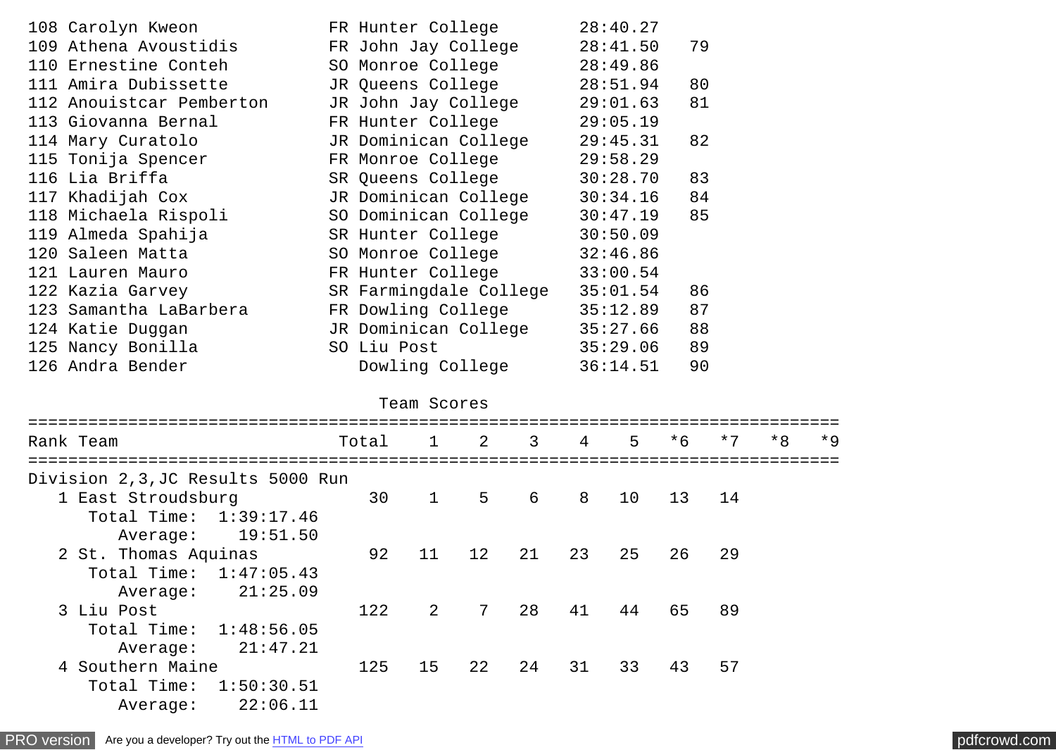| Place | Name | Yr | School | Time | Points |
|---|---|---|---|---|---|
| 108 | Carolyn Kweon | FR | Hunter College | 28:40.27 | |
| 109 | Athena Avoustidis | FR | John Jay College | 28:41.50 | 79 |
| 110 | Ernestine Conteh | SO | Monroe College | 28:49.86 | |
| 111 | Amira Dubissette | JR | Queens College | 28:51.94 | 80 |
| 112 | Anouistcar Pemberton | JR | John Jay College | 29:01.63 | 81 |
| 113 | Giovanna Bernal | FR | Hunter College | 29:05.19 | |
| 114 | Mary Curatolo | JR | Dominican College | 29:45.31 | 82 |
| 115 | Tonija Spencer | FR | Monroe College | 29:58.29 | |
| 116 | Lia Briffa | SR | Queens College | 30:28.70 | 83 |
| 117 | Khadijah Cox | JR | Dominican College | 30:34.16 | 84 |
| 118 | Michaela Rispoli | SO | Dominican College | 30:47.19 | 85 |
| 119 | Almeda Spahija | SR | Hunter College | 30:50.09 | |
| 120 | Saleen Matta | SO | Monroe College | 32:46.86 | |
| 121 | Lauren Mauro | FR | Hunter College | 33:00.54 | |
| 122 | Kazia Garvey | SR | Farmingdale College | 35:01.54 | 86 |
| 123 | Samantha LaBarbera | FR | Dowling College | 35:12.89 | 87 |
| 124 | Katie Duggan | JR | Dominican College | 35:27.66 | 88 |
| 125 | Nancy Bonilla | SO | Liu Post | 35:29.06 | 89 |
| 126 | Andra Bender | | Dowling College | 36:14.51 | 90 |

## Team Scores

Division 2,3,JC Results 5000 Run

| Rank | Team | Total | 1 | 2 | 3 | 4 | 5 | *6 | *7 | *8 | *9 |
|---|---|---|---|---|---|---|---|---|---|---|---|
| 1 | East Stroudsburg | 30 | 1 | 5 | 6 | 8 | 10 | 13 | 14 | | |
| | Total Time: 1:39:17.46 | | | | | | | | | | |
| | Average: 19:51.50 | | | | | | | | | | |
| 2 | St. Thomas Aquinas | 92 | 11 | 12 | 21 | 23 | 25 | 26 | 29 | | |
| | Total Time: 1:47:05.43 | | | | | | | | | | |
| | Average: 21:25.09 | | | | | | | | | | |
| 3 | Liu Post | 122 | 2 | 7 | 28 | 41 | 44 | 65 | 89 | | |
| | Total Time: 1:48:56.05 | | | | | | | | | | |
| | Average: 21:47.21 | | | | | | | | | | |
| 4 | Southern Maine | 125 | 15 | 22 | 24 | 31 | 33 | 43 | 57 | | |
| | Total Time: 1:50:30.51 | | | | | | | | | | |
| | Average: 22:06.11 | | | | | | | | | | |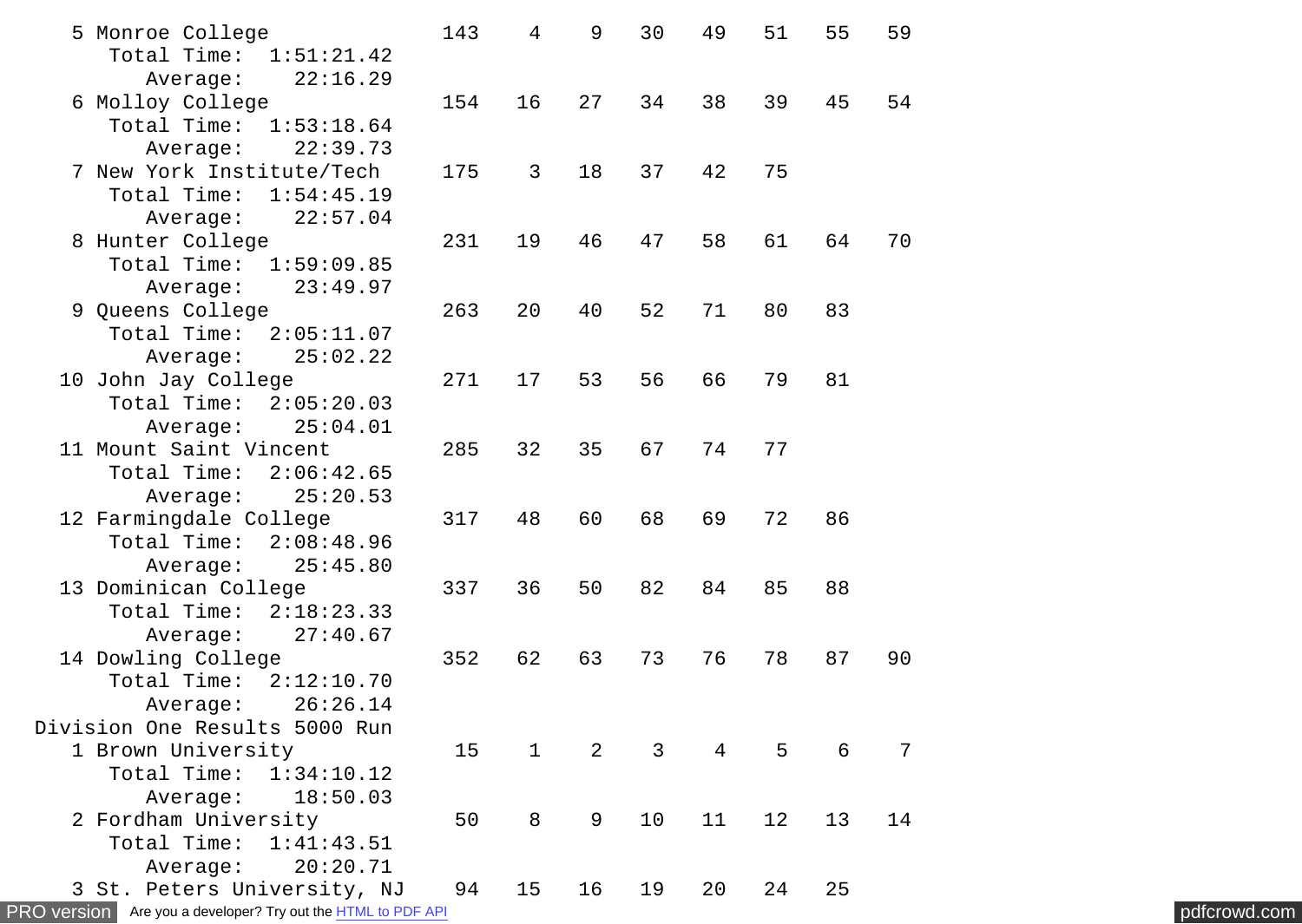```
  5 Monroe College                 143    4    9   30   49   51   55   59
     Total Time:  1:51:21.42
        Average:    22:16.29
  6 Molloy College                 154   16   27   34   38   39   45   54
     Total Time:  1:53:18.64
        Average:    22:39.73
  7 New York Institute/Tech        175    3   18   37   42   75
     Total Time:  1:54:45.19
        Average:    22:57.04
  8 Hunter College                 231   19   46   47   58   61   64   70
     Total Time:  1:59:09.85
        Average:    23:49.97
  9 Queens College                 263   20   40   52   71   80   83
     Total Time:  2:05:11.07
        Average:    25:02.22
 10 John Jay College               271   17   53   56   66   79   81
     Total Time:  2:05:20.03
        Average:    25:04.01
 11 Mount Saint Vincent            285   32   35   67   74   77
     Total Time:  2:06:42.65
        Average:    25:20.53
 12 Farmingdale College            317   48   60   68   69   72   86
     Total Time:  2:08:48.96
        Average:    25:45.80
 13 Dominican College              337   36   50   82   84   85   88
     Total Time:  2:18:23.33
        Average:    27:40.67
 14 Dowling College                352   62   63   73   76   78   87   90
     Total Time:  2:12:10.70
        Average:    26:26.14
Division One Results 5000 Run
  1 Brown University                15    1    2    3    4    5    6    7
     Total Time:  1:34:10.12
        Average:    18:50.03
  2 Fordham University              50    8    9   10   11   12   13   14
     Total Time:  1:41:43.51
        Average:    20:20.71
  3 St. Peters University, NJ       94   15   16   19   20   24   25
```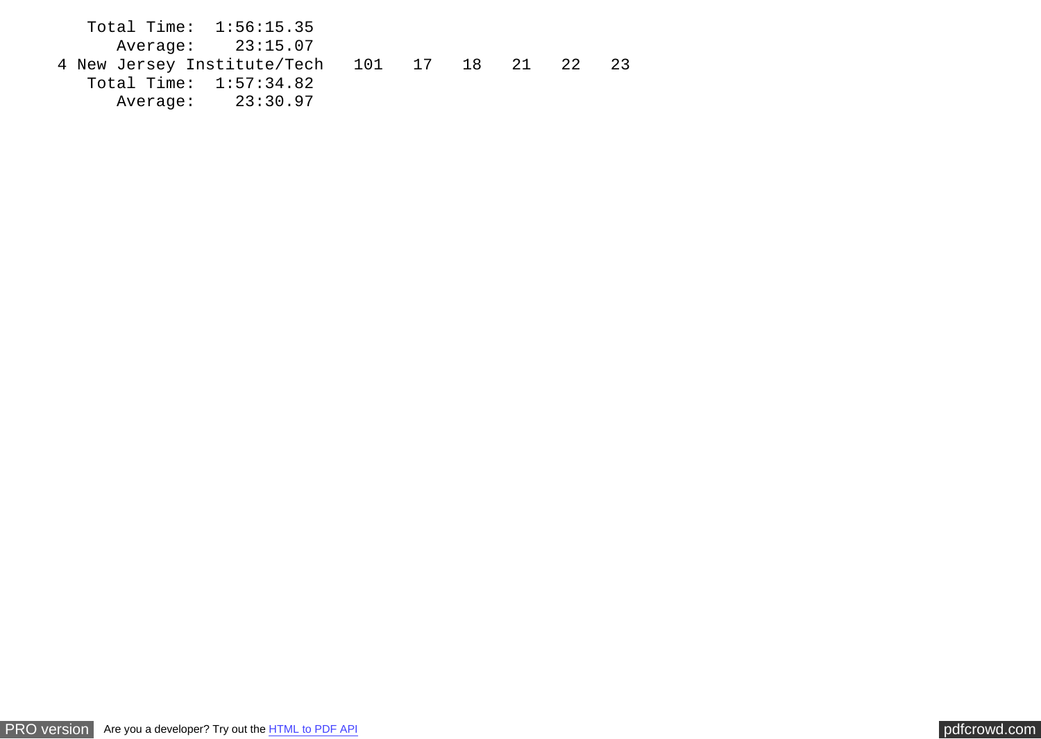```
   Total Time:  1:56:15.35
      Average:    23:15.07
4 New Jersey Institute/Tech   101   17   18   21   22   23
   Total Time:  1:57:34.82
      Average:    23:30.97
```